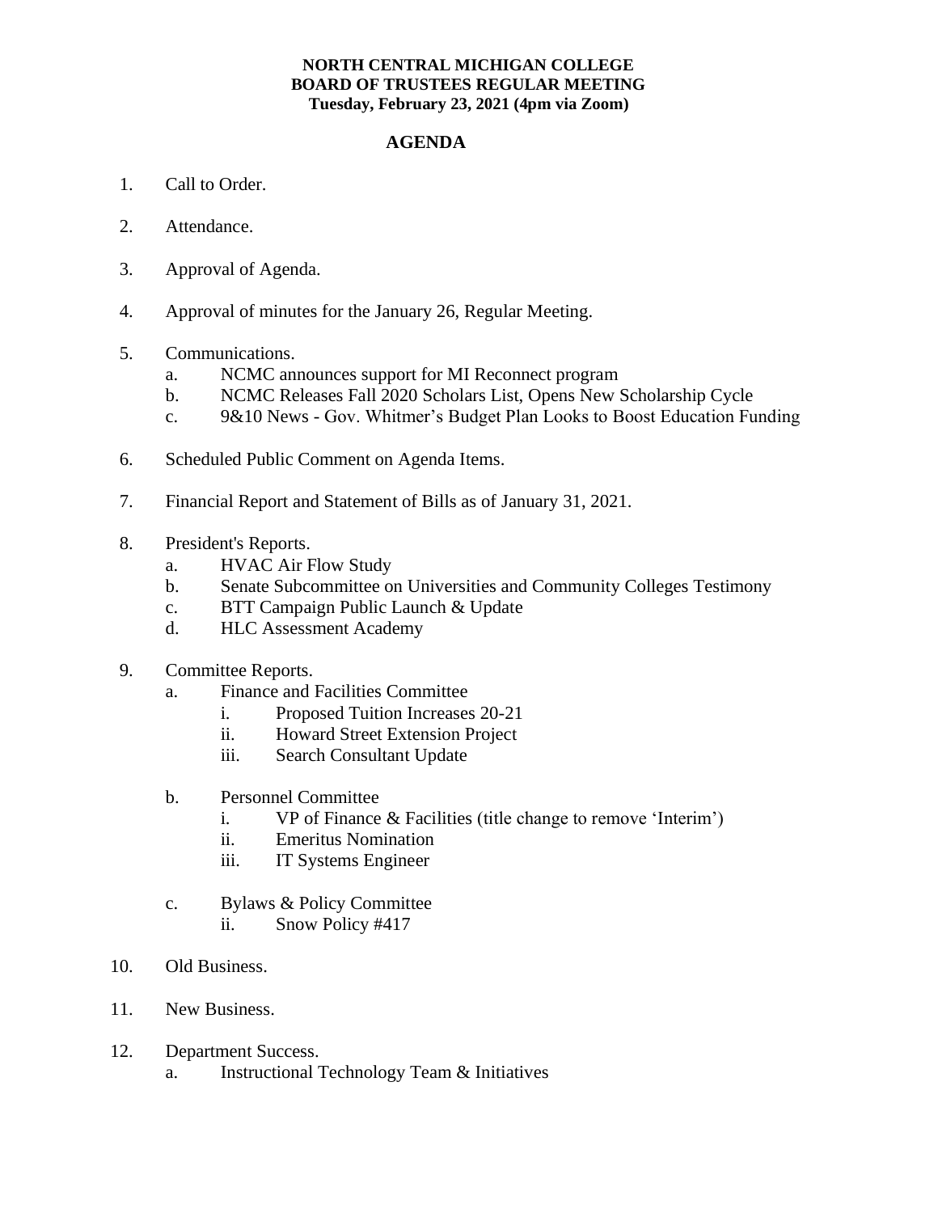**NORTH CENTRAL MICHIGAN COLLEGE**
**BOARD OF TRUSTEES REGULAR MEETING**
**Tuesday, February 23, 2021 (4pm via Zoom)**

# AGENDA

1. Call to Order.

2. Attendance.

3. Approval of Agenda.

4. Approval of minutes for the January 26, Regular Meeting.

5. Communications.
   - a. NCMC announces support for MI Reconnect program
   - b. NCMC Releases Fall 2020 Scholars List, Opens New Scholarship Cycle
   - c. 9&10 News - Gov. Whitmer's Budget Plan Looks to Boost Education Funding

6. Scheduled Public Comment on Agenda Items.

7. Financial Report and Statement of Bills as of January 31, 2021.

8. President's Reports.
   - a. HVAC Air Flow Study
   - b. Senate Subcommittee on Universities and Community Colleges Testimony
   - c. BTT Campaign Public Launch & Update
   - d. HLC Assessment Academy

9. Committee Reports.
   - a. Finance and Facilities Committee
     - i. Proposed Tuition Increases 20-21
     - ii. Howard Street Extension Project
     - iii. Search Consultant Update
   - b. Personnel Committee
     - i. VP of Finance & Facilities (title change to remove 'Interim')
     - ii. Emeritus Nomination
     - iii. IT Systems Engineer
   - c. Bylaws & Policy Committee
     - ii. Snow Policy #417

10. Old Business.

11. New Business.

12. Department Success.
    - a. Instructional Technology Team & Initiatives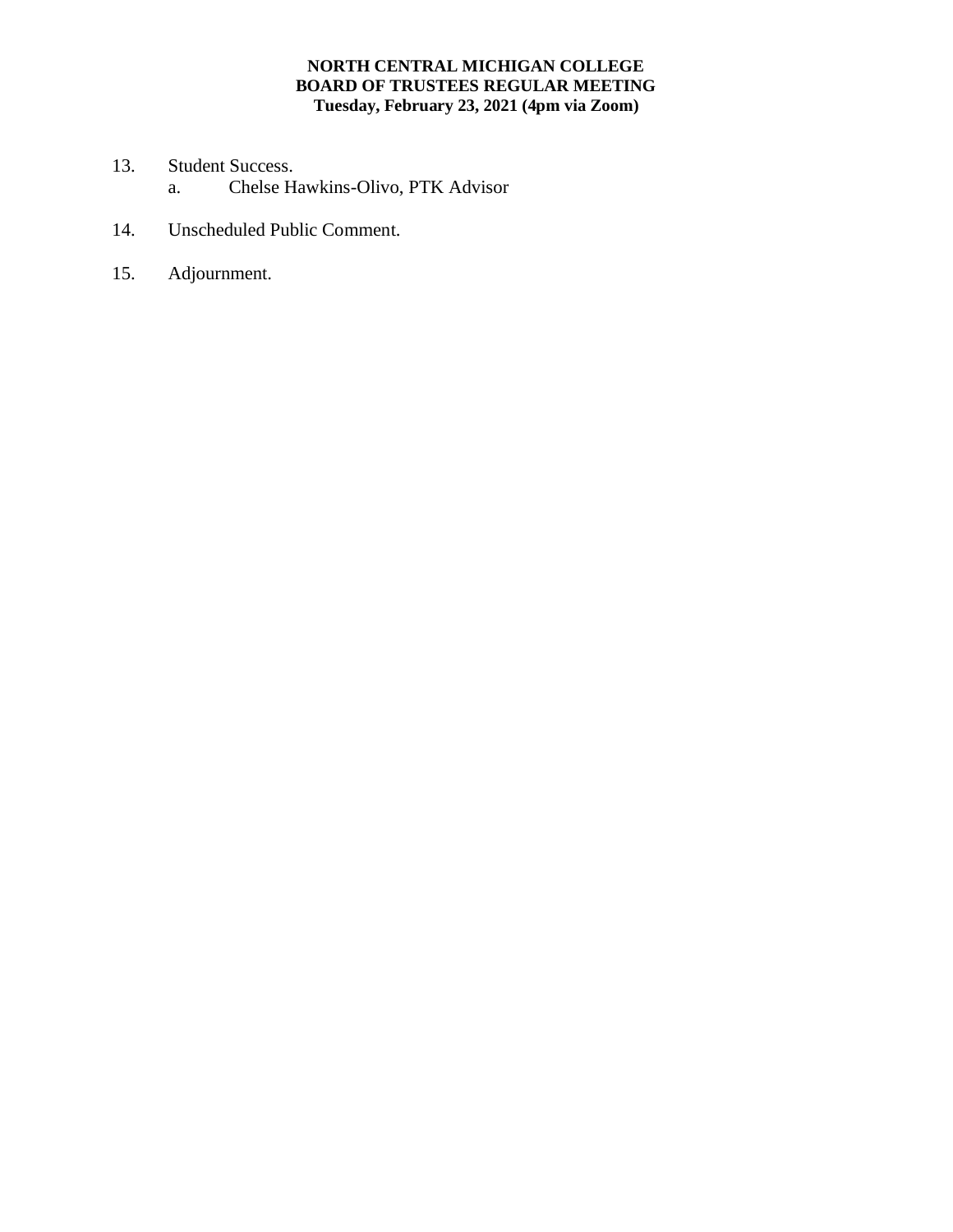13. Student Success.
    a. Chelse Hawkins-Olivo, PTK Advisor

14. Unscheduled Public Comment.

15. Adjournment.